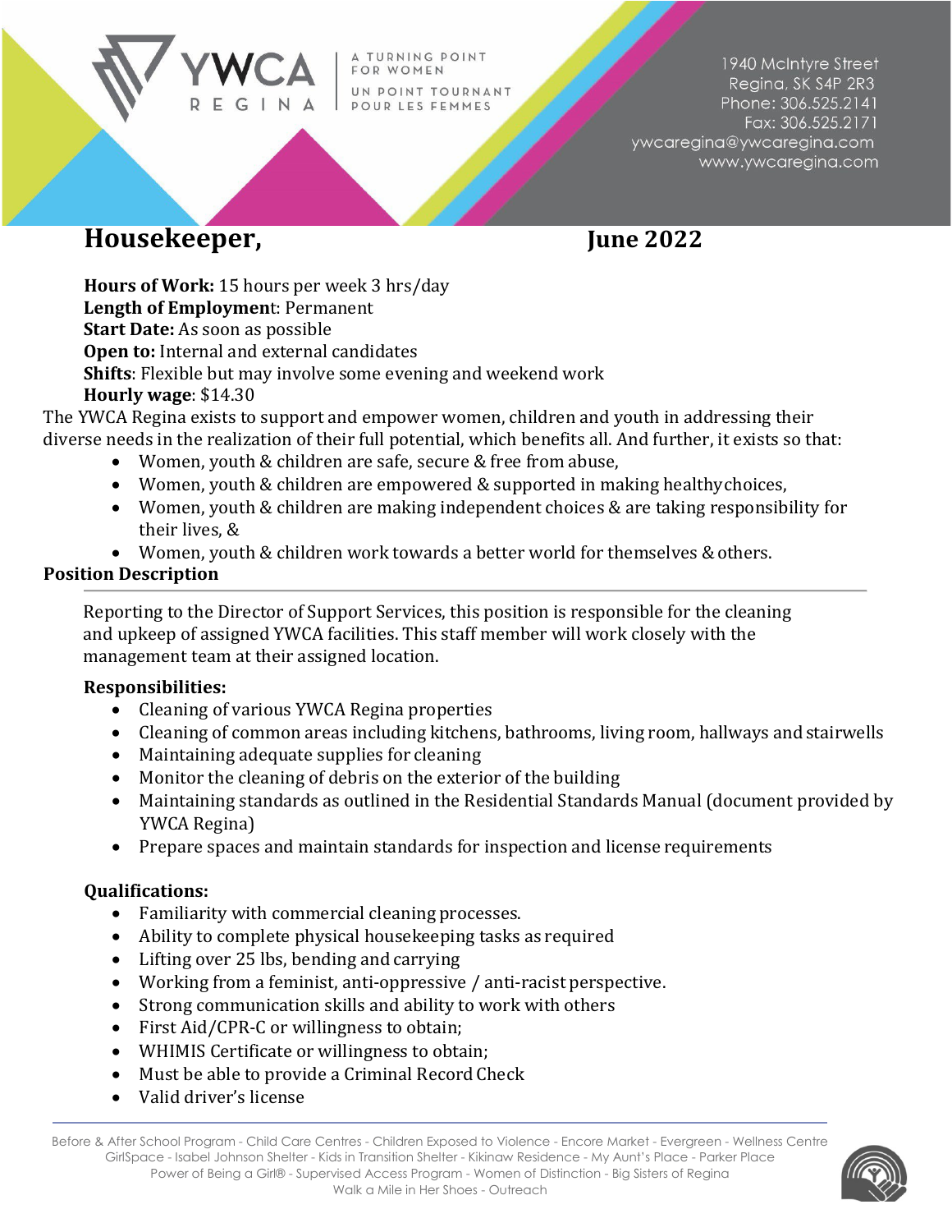YWCA REGINA

A TURNING POINT FOR WOMEN
UN POINT TOURNANT POUR LES FEMMES

1940 McIntyre Street
Regina, SK S4P 2R3
Phone: 306.525.2141
Fax: 306.525.2171
ywcaregina@ywcaregina.com
www.ywcaregina.com

# Housekeeper, June 2022

**Hours of Work:** 15 hours per week 3 hrs/day
**Length of Employment**: Permanent
**Start Date:** As soon as possible
**Open to:** Internal and external candidates
**Shifts**: Flexible but may involve some evening and weekend work
**Hourly wage**: $14.30

The YWCA Regina exists to support and empower women, children and youth in addressing their diverse needs in the realization of their full potential, which benefits all. And further, it exists so that:

- Women, youth & children are safe, secure & free from abuse,
- Women, youth & children are empowered & supported in making healthy choices,
- Women, youth & children are making independent choices & are taking responsibility for their lives, &
- Women, youth & children work towards a better world for themselves & others.

## Position Description

Reporting to the Director of Support Services, this position is responsible for the cleaning and upkeep of assigned YWCA facilities. This staff member will work closely with the management team at their assigned location.

**Responsibilities:**

- Cleaning of various YWCA Regina properties
- Cleaning of common areas including kitchens, bathrooms, living room, hallways and stairwells
- Maintaining adequate supplies for cleaning
- Monitor the cleaning of debris on the exterior of the building
- Maintaining standards as outlined in the Residential Standards Manual (document provided by YWCA Regina)
- Prepare spaces and maintain standards for inspection and license requirements

**Qualifications:**

- Familiarity with commercial cleaning processes.
- Ability to complete physical housekeeping tasks as required
- Lifting over 25 lbs, bending and carrying
- Working from a feminist, anti-oppressive / anti-racist perspective.
- Strong communication skills and ability to work with others
- First Aid/CPR-C or willingness to obtain;
- WHIMIS Certificate or willingness to obtain;
- Must be able to provide a Criminal Record Check
- Valid driver's license

Before & After School Program - Child Care Centres - Children Exposed to Violence - Encore Market - Evergreen - Wellness Centre
GirlSpace - Isabel Johnson Shelter - Kids in Transition Shelter - Kikinaw Residence - My Aunt's Place - Parker Place
Power of Being a Girl® - Supervised Access Program - Women of Distinction - Big Sisters of Regina
Walk a Mile in Her Shoes - Outreach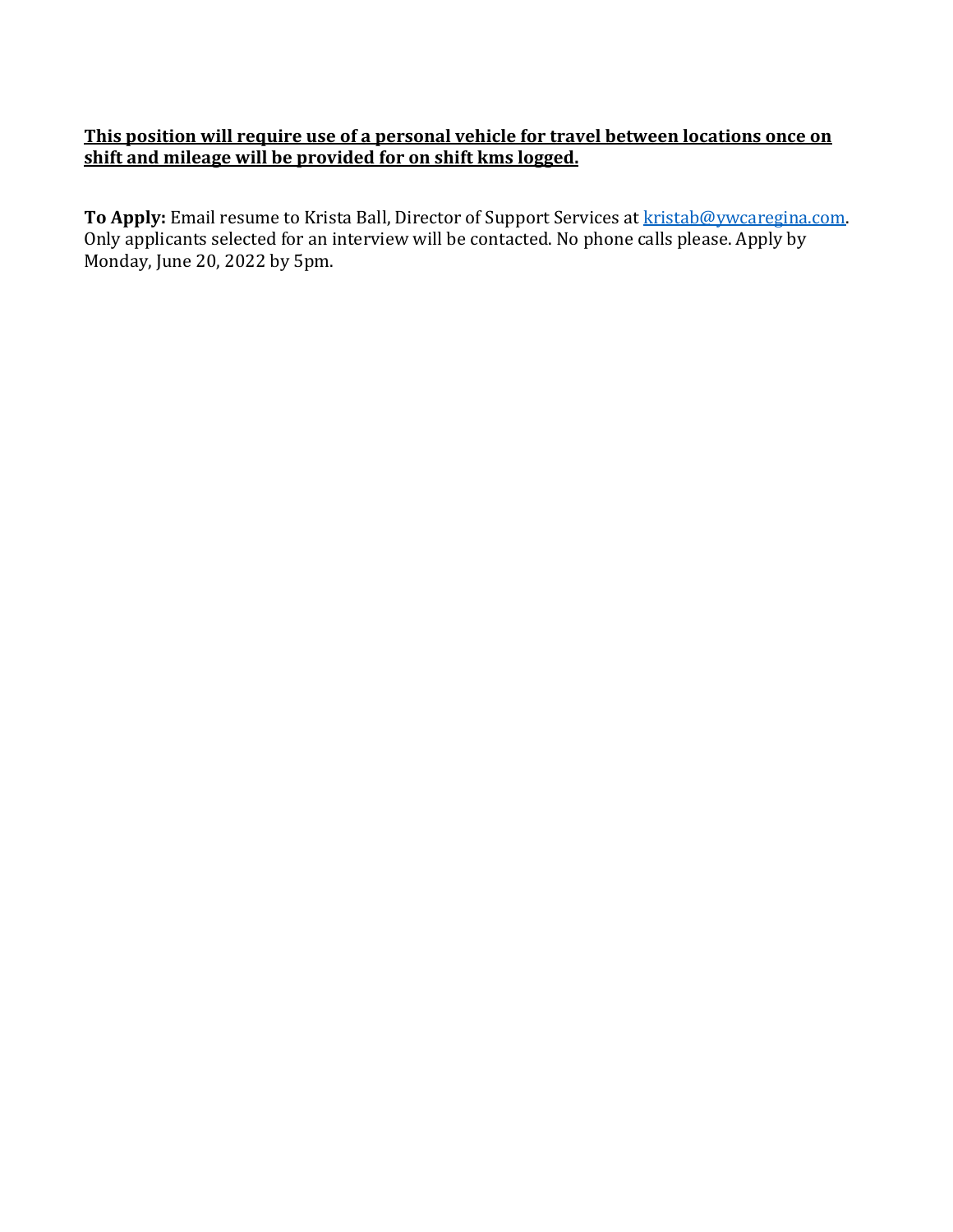**<u>This position will require use of a personal vehicle for travel between locations once on shift and mileage will be provided for on shift kms logged.</u>**

**To Apply:** Email resume to Krista Ball, Director of Support Services at [kristab@ywcaregina.com](mailto:kristab@ywcaregina.com). Only applicants selected for an interview will be contacted. No phone calls please. Apply by Monday, June 20, 2022 by 5pm.